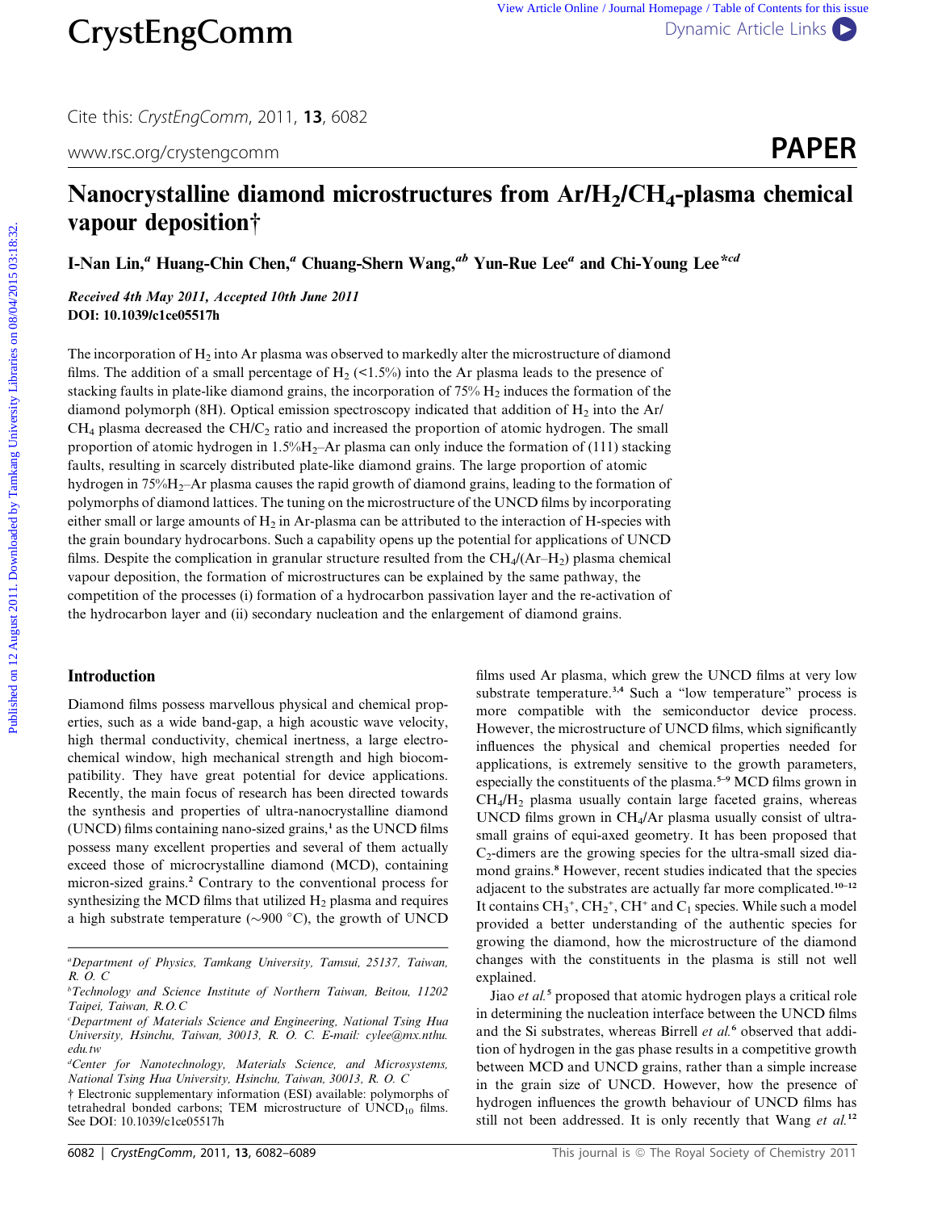# Nanocrystalline diamond microstructures from $Ar/H_2/CH_4$-plasma chemical vapour deposition†

I-Nan Lin,[a] Huang-Chin Chen,[a] Chuang-Shern Wang,[ab] Yun-Rue Lee[a] and Chi-Young Lee*[cd]

*Received 4th May 2011, Accepted 10th June 2011*
**DOI: 10.1039/c1ce05517h**

The incorporation of $H_2$ into Ar plasma was observed to markedly alter the microstructure of diamond films. The addition of a small percentage of $H_2$ (<1.5%) into the Ar plasma leads to the presence of stacking faults in plate-like diamond grains, the incorporation of 75% $H_2$ induces the formation of the diamond polymorph (8H). Optical emission spectroscopy indicated that addition of $H_2$ into the Ar/$CH_4$ plasma decreased the CH/$C_2$ ratio and increased the proportion of atomic hydrogen. The small proportion of atomic hydrogen in 1.5%$H_2$–Ar plasma can only induce the formation of (111) stacking faults, resulting in scarcely distributed plate-like diamond grains. The large proportion of atomic hydrogen in 75%$H_2$–Ar plasma causes the rapid growth of diamond grains, leading to the formation of polymorphs of diamond lattices. The tuning on the microstructure of the UNCD films by incorporating either small or large amounts of $H_2$ in Ar-plasma can be attributed to the interaction of H-species with the grain boundary hydrocarbons. Such a capability opens up the potential for applications of UNCD films. Despite the complication in granular structure resulted from the $CH_4$/(Ar–$H_2$) plasma chemical vapour deposition, the formation of microstructures can be explained by the same pathway, the competition of the processes (i) formation of a hydrocarbon passivation layer and the re-activation of the hydrocarbon layer and (ii) secondary nucleation and the enlargement of diamond grains.

## Introduction

Diamond films possess marvellous physical and chemical properties, such as a wide band-gap, a high acoustic wave velocity, high thermal conductivity, chemical inertness, a large electrochemical window, high mechanical strength and high biocompatibility. They have great potential for device applications. Recently, the main focus of research has been directed towards the synthesis and properties of ultra-nanocrystalline diamond (UNCD) films containing nano-sized grains,[1] as the UNCD films possess many excellent properties and several of them actually exceed those of microcrystalline diamond (MCD), containing micron-sized grains.[2] Contrary to the conventional process for synthesizing the MCD films that utilized $H_2$ plasma and requires a high substrate temperature (~900 °C), the growth of UNCD films used Ar plasma, which grew the UNCD films at very low substrate temperature.[3,4] Such a "low temperature" process is more compatible with the semiconductor device process. However, the microstructure of UNCD films, which significantly influences the physical and chemical properties needed for applications, is extremely sensitive to the growth parameters, especially the constituents of the plasma.[5–9] MCD films grown in $CH_4/H_2$ plasma usually contain large faceted grains, whereas UNCD films grown in $CH_4$/Ar plasma usually consist of ultra-small grains of equi-axed geometry. It has been proposed that $C_2$-dimers are the growing species for the ultra-small sized diamond grains.[8] However, recent studies indicated that the species adjacent to the substrates are actually far more complicated.[10–12] It contains $CH_3^+$, $CH_2^+$, $CH^+$ and $C_1$ species. While such a model provided a better understanding of the authentic species for growing the diamond, how the microstructure of the diamond changes with the constituents in the plasma is still not well explained.

Jiao *et al.*[5] proposed that atomic hydrogen plays a critical role in determining the nucleation interface between the UNCD films and the Si substrates, whereas Birrell *et al.*[6] observed that addition of hydrogen in the gas phase results in a competitive growth between MCD and UNCD grains, rather than a simple increase in the grain size of UNCD. However, how the presence of hydrogen influences the growth behaviour of UNCD films has still not been addressed. It is only recently that Wang *et al.*[12]

---

[a]Department of Physics, Tamkang University, Tamsui, 25137, Taiwan, R. O. C
[b]Technology and Science Institute of Northern Taiwan, Beitou, 11202 Taipei, Taiwan, R.O.C
[c]Department of Materials Science and Engineering, National Tsing Hua University, Hsinchu, Taiwan, 30013, R. O. C. E-mail: cylee@mx.nthu.edu.tw
[d]Center for Nanotechnology, Materials Science, and Microsystems, National Tsing Hua University, Hsinchu, Taiwan, 30013, R. O. C

† Electronic supplementary information (ESI) available: polymorphs of tetrahedral bonded carbons; TEM microstructure of $UNCD_{10}$ films. See DOI: 10.1039/c1ce05517h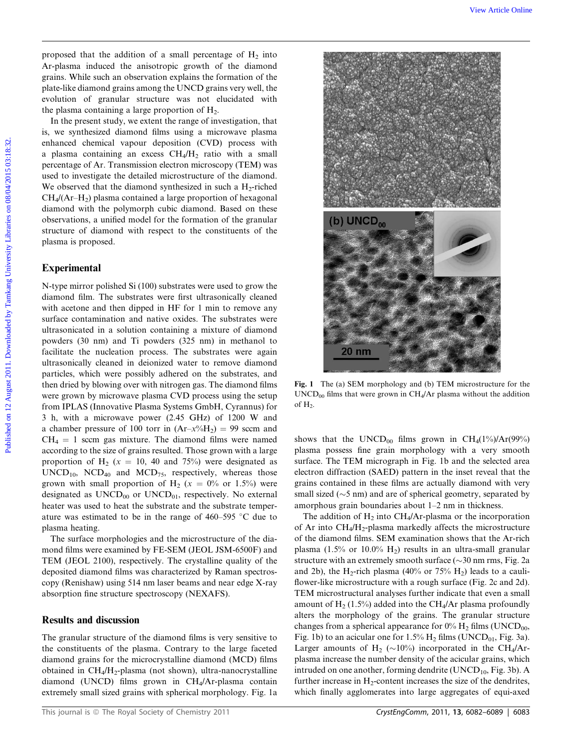proposed that the addition of a small percentage of $H_2$ into Ar-plasma induced the anisotropic growth of the diamond grains. While such an observation explains the formation of the plate-like diamond grains among the UNCD grains very well, the evolution of granular structure was not elucidated with the plasma containing a large proportion of $H_2$.

In the present study, we extent the range of investigation, that is, we synthesized diamond films using a microwave plasma enhanced chemical vapour deposition (CVD) process with a plasma containing an excess $CH_4/H_2$ ratio with a small percentage of Ar. Transmission electron microscopy (TEM) was used to investigate the detailed microstructure of the diamond. We observed that the diamond synthesized in such a $H_2$-riched $CH_4/(Ar–H_2)$ plasma contained a large proportion of hexagonal diamond with the polymorph cubic diamond. Based on these observations, a unified model for the formation of the granular structure of diamond with respect to the constituents of the plasma is proposed.

## Experimental

N-type mirror polished Si (100) substrates were used to grow the diamond film. The substrates were first ultrasonically cleaned with acetone and then dipped in HF for 1 min to remove any surface contamination and native oxides. The substrates were ultrasonicated in a solution containing a mixture of diamond powders (30 nm) and Ti powders (325 nm) in methanol to facilitate the nucleation process. The substrates were again ultrasonically cleaned in deionized water to remove diamond particles, which were possibly adhered on the substrates, and then dried by blowing over with nitrogen gas. The diamond films were grown by microwave plasma CVD process using the setup from IPLAS (Innovative Plasma Systems GmbH, Cyrannus) for 3 h, with a microwave power (2.45 GHz) of 1200 W and a chamber pressure of 100 torr in $(Ar–x\%H_2)$ = 99 sccm and $CH_4$ = 1 sccm gas mixture. The diamond films were named according to the size of grains resulted. Those grown with a large proportion of $H_2$ ($x$ = 10, 40 and 75%) were designated as $UNCD_{10}$, $NCD_{40}$ and $MCD_{75}$, respectively, whereas those grown with small proportion of $H_2$ ($x$ = 0% or 1.5%) were designated as $UNCD_{00}$ or $UNCD_{01}$, respectively. No external heater was used to heat the substrate and the substrate temperature was estimated to be in the range of 460–595 °C due to plasma heating.

The surface morphologies and the microstructure of the diamond films were examined by FE-SEM (JEOL JSM-6500F) and TEM (JEOL 2100), respectively. The crystalline quality of the deposited diamond films was characterized by Raman spectroscopy (Renishaw) using 514 nm laser beams and near edge X-ray absorption fine structure spectroscopy (NEXAFS).

## Results and discussion

The granular structure of the diamond films is very sensitive to the constituents of the plasma. Contrary to the large faceted diamond grains for the microcrystalline diamond (MCD) films obtained in $CH_4/H_2$-plasma (not shown), ultra-nanocrystalline diamond (UNCD) films grown in $CH_4$/Ar-plasma contain extremely small sized grains with spherical morphology. Fig. 1a shows that the $UNCD_{00}$ films grown in $CH_4(1\%)/Ar(99\%)$ plasma possess fine grain morphology with a very smooth surface. The TEM micrograph in Fig. 1b and the selected area electron diffraction (SAED) pattern in the inset reveal that the grains contained in these films are actually diamond with very small sized (~5 nm) and are of spherical geometry, separated by amorphous grain boundaries about 1–2 nm in thickness.

Fig. 1 The (a) SEM morphology and (b) TEM microstructure for the $UNCD_{00}$ films that were grown in $CH_4$/Ar plasma without the addition of $H_2$.

The addition of $H_2$ into $CH_4$/Ar-plasma or the incorporation of Ar into $CH_4/H_2$-plasma markedly affects the microstructure of the diamond films. SEM examination shows that the Ar-rich plasma (1.5% or 10.0% $H_2$) results in an ultra-small granular structure with an extremely smooth surface (~30 nm rms, Fig. 2a and 2b), the $H_2$-rich plasma (40% or 75% $H_2$) leads to a cauliflower-like microstructure with a rough surface (Fig. 2c and 2d). TEM microstructural analyses further indicate that even a small amount of $H_2$ (1.5%) added into the $CH_4$/Ar plasma profoundly alters the morphology of the grains. The granular structure changes from a spherical appearance for 0% $H_2$ films ($UNCD_{00}$, Fig. 1b) to an acicular one for 1.5% $H_2$ films ($UNCD_{01}$, Fig. 3a). Larger amounts of $H_2$ (~10%) incorporated in the $CH_4$/Ar-plasma increase the number density of the acicular grains, which intruded on one another, forming dendrite ($UNCD_{10}$, Fig. 3b). A further increase in $H_2$-content increases the size of the dendrites, which finally agglomerates into large aggregates of equi-axed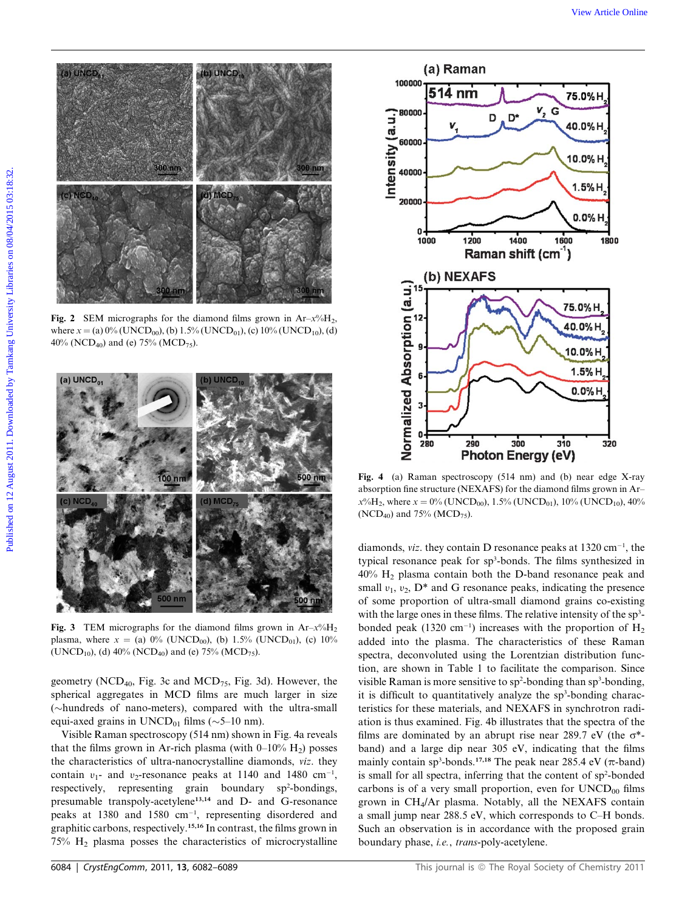**Fig. 2** SEM micrographs for the diamond films grown in Ar–$x$%$H_2$, where $x$ = (a) 0% ($UNCD_{00}$), (b) 1.5% ($UNCD_{01}$), (c) 10% ($UNCD_{10}$), (d) 40% ($NCD_{40}$) and (e) 75% ($MCD_{75}$).

**Fig. 3** TEM micrographs for the diamond films grown in Ar–$x$%$H_2$ plasma, where $x$ = (a) 0% ($UNCD_{00}$), (b) 1.5% ($UNCD_{01}$), (c) 10% ($UNCD_{10}$), (d) 40% ($NCD_{40}$) and (e) 75% ($MCD_{75}$).

geometry ($NCD_{40}$, Fig. 3c and $MCD_{75}$, Fig. 3d). However, the spherical aggregates in MCD films are much larger in size (∼hundreds of nano-meters), compared with the ultra-small equi-axed grains in $UNCD_{01}$ films (∼5–10 nm).

Visible Raman spectroscopy (514 nm) shown in Fig. 4a reveals that the films grown in Ar-rich plasma (with 0–10% $H_2$) posses the characteristics of ultra-nanocrystalline diamonds, *viz*. they contain $\upsilon_1$- and $\upsilon_2$-resonance peaks at 1140 and 1480 $cm^{-1}$, respectively, representing grain boundary $sp^2$-bondings, presumable transpoly-acetylene[13,14] and D- and G-resonance peaks at 1380 and 1580 $cm^{-1}$, representing disordered and graphitic carbons, respectively.[15,16] In contrast, the films grown in 75% $H_2$ plasma posses the characteristics of microcrystalline diamonds, *viz*. they contain D resonance peaks at 1320 $cm^{-1}$, the typical resonance peak for $sp^3$-bonds. The films synthesized in 40% $H_2$ plasma contain both the D-band resonance peak and small $\upsilon_1$, $\upsilon_2$, D* and G resonance peaks, indicating the presence of some proportion of ultra-small diamond grains co-existing with the large ones in these films. The relative intensity of the $sp^3$-bonded peak (1320 $cm^{-1}$) increases with the proportion of $H_2$ added into the plasma. The characteristics of these Raman spectra, deconvoluted using the Lorentzian distribution function, are shown in Table 1 to facilitate the comparison. Since visible Raman is more sensitive to $sp^2$-bonding than $sp^3$-bonding, it is difficult to quantitatively analyze the $sp^3$-bonding characteristics for these materials, and NEXAFS in synchrotron radiation is thus examined. Fig. 4b illustrates that the spectra of the films are dominated by an abrupt rise near 289.7 eV (the σ*-band) and a large dip near 305 eV, indicating that the films mainly contain $sp^3$-bonds.[17,18] The peak near 285.4 eV (π-band) is small for all spectra, inferring that the content of $sp^2$-bonded carbons is of a very small proportion, even for $UNCD_{00}$ films grown in $CH_4$/Ar plasma. Notably, all the NEXAFS contain a small jump near 288.5 eV, which corresponds to C–H bonds. Such an observation is in accordance with the proposed grain boundary phase, *i.e.*, *trans*-poly-acetylene.

**Fig. 4** (a) Raman spectroscopy (514 nm) and (b) near edge X-ray absorption fine structure (NEXAFS) for the diamond films grown in Ar–$x$%$H_2$, where $x$ = 0% ($UNCD_{00}$), 1.5% ($UNCD_{01}$), 10% ($UNCD_{10}$), 40% ($NCD_{40}$) and 75% ($MCD_{75}$).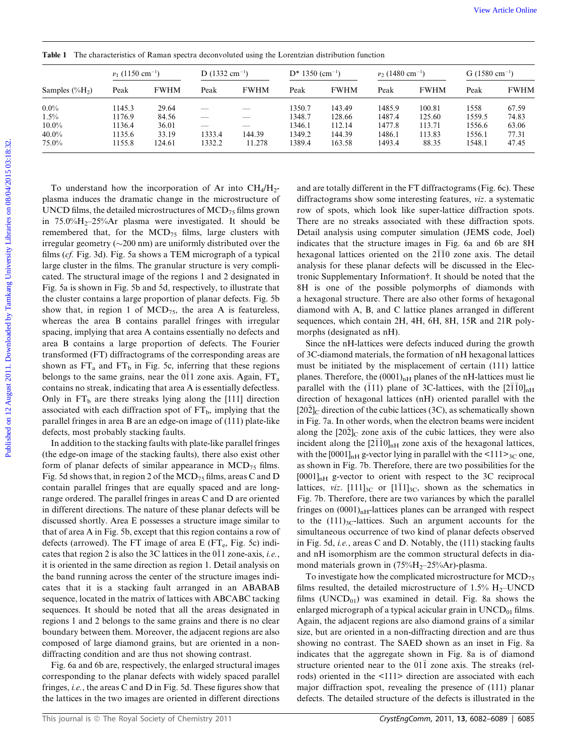**Table 1** The characteristics of Raman spectra deconvoluted using the Lorentzian distribution function

| Samples (%$H_2$) | $\nu_1$ (1150 $cm^{-1}$) | | D (1332 $cm^{-1}$) | | D* 1350 ($cm^{-1}$) | | $\nu_2$ (1480 $cm^{-1}$) | | G (1580 $cm^{-1}$) | |
|---|---|---|---|---|---|---|---|---|---|---|
| | Peak | FWHM | Peak | FWHM | Peak | FWHM | Peak | FWHM | Peak | FWHM |
| 0.0% | 1145.3 | 29.64 | — | — | 1350.7 | 143.49 | 1485.9 | 100.81 | 1558 | 67.59 |
| 1.5% | 1176.9 | 84.56 | — | — | 1348.7 | 128.66 | 1487.4 | 125.60 | 1559.5 | 74.83 |
| 10.0% | 1136.4 | 36.01 | — | — | 1346.1 | 112.14 | 1477.8 | 113.71 | 1556.6 | 63.06 |
| 40.0% | 1135.6 | 33.19 | 1333.4 | 144.39 | 1349.2 | 144.39 | 1486.1 | 113.83 | 1556.1 | 77.31 |
| 75.0% | 1155.8 | 124.61 | 1332.2 | 11.278 | 1389.4 | 163.58 | 1493.4 | 88.35 | 1548.1 | 47.45 |

To understand how the incorporation of Ar into $CH_4$/$H_2$-plasma induces the dramatic change in the microstructure of UNCD films, the detailed microstructures of $MCD_{75}$ films grown in 75.0%$H_2$–25%Ar plasma were investigated. It should be remembered that, for the $MCD_{75}$ films, large clusters with irregular geometry (~200 nm) are uniformly distributed over the films (*cf.* Fig. 3d). Fig. 5a shows a TEM micrograph of a typical large cluster in the films. The granular structure is very complicated. The structural image of the regions 1 and 2 designated in Fig. 5a is shown in Fig. 5b and 5d, respectively, to illustrate that the cluster contains a large proportion of planar defects. Fig. 5b show that, in region 1 of $MCD_{75}$, the area A is featureless, whereas the area B contains parallel fringes with irregular spacing, implying that area A contains essentially no defects and area B contains a large proportion of defects. The Fourier transformed (FT) diffractograms of the corresponding areas are shown as $FT_a$ and $FT_b$ in Fig. 5c, inferring that these regions belongs to the same grains, near the $0\bar{1}1$ zone axis. Again, $FT_a$ contains no streak, indicating that area A is essentially defectless. Only in $FT_b$ are there streaks lying along the [111] direction associated with each diffraction spot of $FT_b$, implying that the parallel fringes in area B are an edge-on image of (111) plate-like defects, most probably stacking faults.

In addition to the stacking faults with plate-like parallel fringes (the edge-on image of the stacking faults), there also exist other form of planar defects of similar appearance in $MCD_{75}$ films. Fig. 5d shows that, in region 2 of the $MCD_{75}$ films, areas C and D contain parallel fringes that are equally spaced and are long-range ordered. The parallel fringes in areas C and D are oriented in different directions. The nature of these planar defects will be discussed shortly. Area E possesses a structure image similar to that of area A in Fig. 5b, except that this region contains a row of defects (arrowed). The FT image of area E ($FT_e$, Fig. 5c) indicates that region 2 is also the 3C lattices in the $0\bar{1}1$ zone-axis, *i.e.*, it is oriented in the same direction as region 1. Detail analysis on the band running across the center of the structure images indicates that it is a stacking fault arranged in an ABABAB sequence, located in the matrix of lattices with ABCABC tacking sequences. It should be noted that all the areas designated in regions 1 and 2 belongs to the same grains and there is no clear boundary between them. Moreover, the adjacent regions are also composed of large diamond grains, but are oriented in a non-diffracting condition and are thus not showing contrast.

Fig. 6a and 6b are, respectively, the enlarged structural images corresponding to the planar defects with widely spaced parallel fringes, *i.e.*, the areas C and D in Fig. 5d. These figures show that the lattices in the two images are oriented in different directions and are totally different in the FT diffractograms (Fig. 6c). These diffractograms show some interesting features, *viz*. a systematic row of spots, which look like super-lattice diffraction spots. There are no streaks associated with these diffraction spots. Detail analysis using computer simulation (JEMS code, Joel) indicates that the structure images in Fig. 6a and 6b are 8H hexagonal lattices oriented on the $2\bar{1}\bar{1}0$ zone axis. The detail analysis for these planar defects will be discussed in the Electronic Supplementary Information†. It should be noted that the 8H is one of the possible polymorphs of diamonds with a hexagonal structure. There are also other forms of hexagonal diamond with A, B, and C lattice planes arranged in different sequences, which contain 2H, 4H, 6H, 8H, 15R and 21R polymorphs (designated as nH).

Since the nH-lattices were defects induced during the growth of 3C-diamond materials, the formation of nH hexagonal lattices must be initiated by the misplacement of certain (111) lattice planes. Therefore, the $(0001)_{nH}$ planes of the nH-lattices must lie parallel with the $(\bar{1}11)$ plane of 3C-lattices, with the $[2\bar{1}\bar{1}0]_{nH}$ direction of hexagonal lattices (nH) oriented parallel with the $[20\bar{2}]_C$ direction of the cubic lattices (3C), as schematically shown in Fig. 7a. In other words, when the electron beams were incident along the $[20\bar{2}]_C$ zone axis of the cubic lattices, they were also incident along the $[2\bar{1}\bar{1}0]_{nH}$ zone axis of the hexagonal lattices, with the $[0001]_{nH}$ g-vector lying in parallel with the $<111>_{3C}$ one, as shown in Fig. 7b. Therefore, there are two possibilities for the $[0001]_{nH}$ g-vector to orient with respect to the 3C reciprocal lattices, *viz*. $[111]_{3C}$ or $[1\bar{1}1]_{3C}$, shown as the schematics in Fig. 7b. Therefore, there are two variances by which the parallel fringes on $(0001)_{nH}$-lattices planes can be arranged with respect to the $(111)_{3C}$-lattices. Such an argument accounts for the simultaneous occurrence of two kind of planar defects observed in Fig. 5d, *i.e.*, areas C and D. Notably, the (111) stacking faults and nH isomorphism are the common structural defects in diamond materials grown in (75%$H_2$–25%Ar)-plasma.

To investigate how the complicated microstructure for $MCD_{75}$ films resulted, the detailed microstructure of 1.5% $H_2$–UNCD films ($UNCD_{01}$) was examined in detail. Fig. 8a shows the enlarged micrograph of a typical acicular grain in $UNCD_{01}$ films. Again, the adjacent regions are also diamond grains of a similar size, but are oriented in a non-diffracting direction and are thus showing no contrast. The SAED shown as an inset in Fig. 8a indicates that the aggregate shown in Fig. 8a is of diamond structure oriented near to the $01\bar{1}$ zone axis. The streaks (rel-rods) oriented in the <111> direction are associated with each major diffraction spot, revealing the presence of (111) planar defects. The detailed structure of the defects is illustrated in the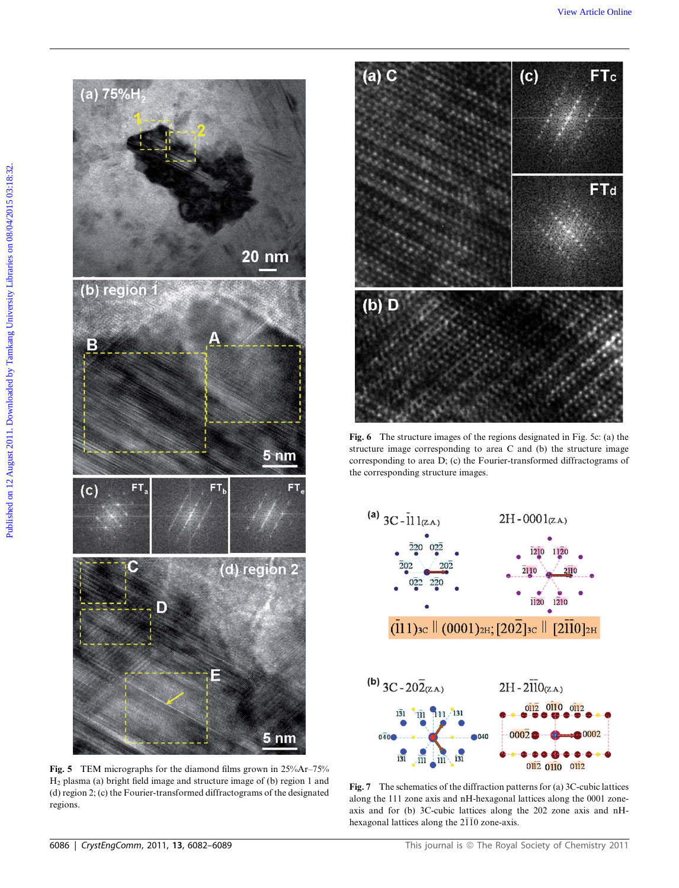**Fig. 5** TEM micrographs for the diamond films grown in 25%Ar–75% $H_2$ plasma (a) bright field image and structure image of (b) region 1 and (d) region 2; (c) the Fourier-transformed diffractograms of the designated regions.

**Fig. 6** The structure images of the regions designated in Fig. 5c: (a) the structure image corresponding to area C and (b) the structure image corresponding to area D; (c) the Fourier-transformed diffractograms of the corresponding structure images.

**Fig. 7** The schematics of the diffraction patterns for (a) 3C-cubic lattices along the 111 zone axis and nH-hexagonal lattices along the 0001 zone-axis and for (b) 3C-cubic lattices along the 202 zone axis and nH-hexagonal lattices along the $2\bar{1}\bar{1}0$ zone-axis.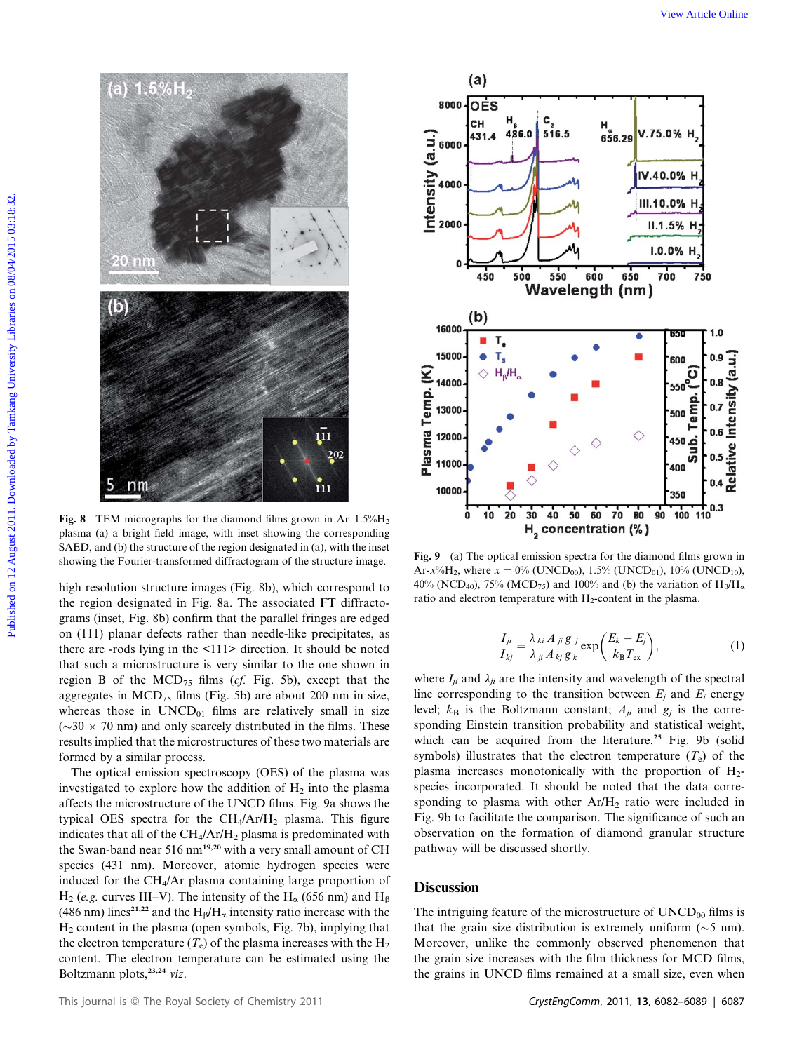**Fig. 8** TEM micrographs for the diamond films grown in Ar–1.5%$H_2$ plasma (a) a bright field image, with inset showing the corresponding SAED, and (b) the structure of the region designated in (a), with the inset showing the Fourier-transformed diffractogram of the structure image.

high resolution structure images (Fig. 8b), which correspond to the region designated in Fig. 8a. The associated FT diffractograms (inset, Fig. 8b) confirm that the parallel fringes are edged on (111) planar defects rather than needle-like precipitates, as there are -rods lying in the <111> direction. It should be noted that such a microstructure is very similar to the one shown in region B of the $MCD_{75}$ films (*cf.* Fig. 5b), except that the aggregates in $MCD_{75}$ films (Fig. 5b) are about 200 nm in size, whereas those in $UNCD_{01}$ films are relatively small in size (~30 × 70 nm) and only scarcely distributed in the films. These results implied that the microstructures of these two materials are formed by a similar process.

The optical emission spectroscopy (OES) of the plasma was investigated to explore how the addition of $H_2$ into the plasma affects the microstructure of the UNCD films. Fig. 9a shows the typical OES spectra for the $CH_4/Ar/H_2$ plasma. This figure indicates that all of the $CH_4/Ar/H_2$ plasma is predominated with the Swan-band near 516 nm[19,20] with a very small amount of CH species (431 nm). Moreover, atomic hydrogen species were induced for the $CH_4/Ar$ plasma containing large proportion of $H_2$ (*e.g.* curves III–V). The intensity of the $H_\alpha$ (656 nm) and $H_\beta$ (486 nm) lines[21,22] and the $H_\beta/H_\alpha$ intensity ratio increase with the $H_2$ content in the plasma (open symbols, Fig. 7b), implying that the electron temperature ($T_e$) of the plasma increases with the $H_2$ content. The electron temperature can be estimated using the Boltzmann plots,[23,24] *viz*.

**Fig. 9** (a) The optical emission spectra for the diamond films grown in Ar-$x$%$H_2$, where $x$ = 0% ($UNCD_{00}$), 1.5% ($UNCD_{01}$), 10% ($UNCD_{10}$), 40% ($NCD_{40}$), 75% ($MCD_{75}$) and 100% and (b) the variation of $H_\beta/H_\alpha$ ratio and electron temperature with $H_2$-content in the plasma.

$$\frac{I_{ji}}{I_{kj}} = \frac{\lambda_{ki} A_{ji} g_j}{\lambda_{ji} A_{kj} g_k} \exp\left(\frac{E_k - E_j}{k_B T_{ex}}\right), \tag{1}$$

where $I_{ji}$ and $\lambda_{ji}$ are the intensity and wavelength of the spectral line corresponding to the transition between $E_j$ and $E_i$ energy level; $k_B$ is the Boltzmann constant; $A_{ji}$ and $g_j$ is the corresponding Einstein transition probability and statistical weight, which can be acquired from the literature.[25] Fig. 9b (solid symbols) illustrates that the electron temperature ($T_e$) of the plasma increases monotonically with the proportion of $H_2$-species incorporated. It should be noted that the data corresponding to plasma with other $Ar/H_2$ ratio were included in Fig. 9b to facilitate the comparison. The significance of such an observation on the formation of diamond granular structure pathway will be discussed shortly.

## Discussion

The intriguing feature of the microstructure of $UNCD_{00}$ films is that the grain size distribution is extremely uniform (~5 nm). Moreover, unlike the commonly observed phenomenon that the grain size increases with the film thickness for MCD films, the grains in UNCD films remained at a small size, even when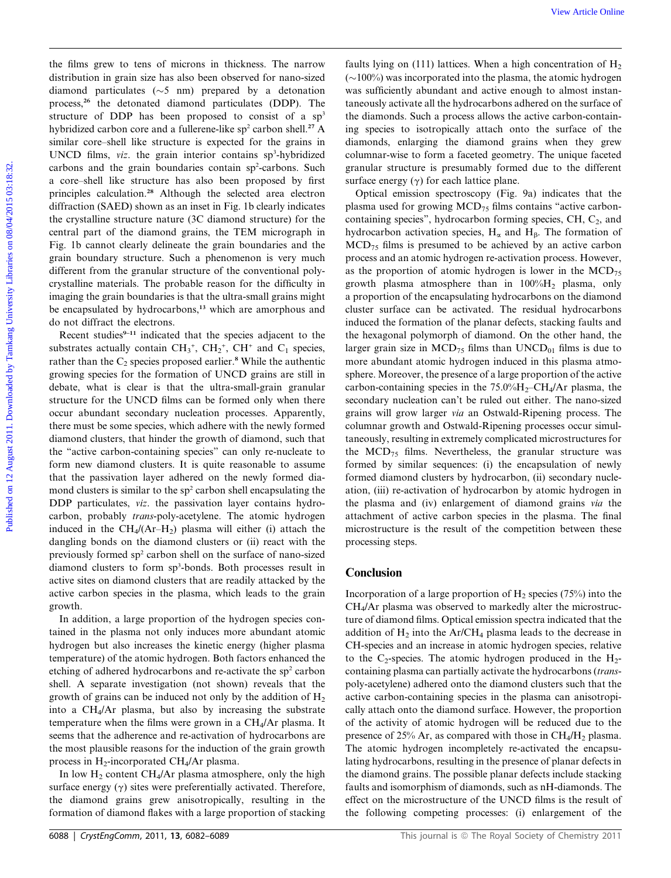the films grew to tens of microns in thickness. The narrow distribution in grain size has also been observed for nano-sized diamond particulates (~5 nm) prepared by a detonation process,[26] the detonated diamond particulates (DDP). The structure of DDP has been proposed to consist of a $sp^3$ hybridized carbon core and a fullerene-like $sp^2$ carbon shell.[27] A similar core–shell like structure is expected for the grains in UNCD films, *viz*. the grain interior contains $sp^3$-hybridized carbons and the grain boundaries contain $sp^2$-carbons. Such a core–shell like structure has also been proposed by first principles calculation.[28] Although the selected area electron diffraction (SAED) shown as an inset in Fig. 1b clearly indicates the crystalline structure nature (3C diamond structure) for the central part of the diamond grains, the TEM micrograph in Fig. 1b cannot clearly delineate the grain boundaries and the grain boundary structure. Such a phenomenon is very much different from the granular structure of the conventional polycrystalline materials. The probable reason for the difficulty in imaging the grain boundaries is that the ultra-small grains might be encapsulated by hydrocarbons,[13] which are amorphous and do not diffract the electrons.

Recent studies[9–11] indicated that the species adjacent to the substrates actually contain $CH_3^+$, $CH_2^+$, $CH^+$ and $C_1$ species, rather than the $C_2$ species proposed earlier.[8] While the authentic growing species for the formation of UNCD grains are still in debate, what is clear is that the ultra-small-grain granular structure for the UNCD films can be formed only when there occur abundant secondary nucleation processes. Apparently, there must be some species, which adhere with the newly formed diamond clusters, that hinder the growth of diamond, such that the "active carbon-containing species" can only re-nucleate to form new diamond clusters. It is quite reasonable to assume that the passivation layer adhered on the newly formed diamond clusters is similar to the $sp^2$ carbon shell encapsulating the DDP particulates, *viz*. the passivation layer contains hydrocarbon, probably *trans*-poly-acetylene. The atomic hydrogen induced in the $CH_4$/(Ar–$H_2$) plasma will either (i) attach the dangling bonds on the diamond clusters or (ii) react with the previously formed $sp^2$ carbon shell on the surface of nano-sized diamond clusters to form $sp^3$-bonds. Both processes result in active sites on diamond clusters that are readily attacked by the active carbon species in the plasma, which leads to the grain growth.

In addition, a large proportion of the hydrogen species contained in the plasma not only induces more abundant atomic hydrogen but also increases the kinetic energy (higher plasma temperature) of the atomic hydrogen. Both factors enhanced the etching of adhered hydrocarbons and re-activate the $sp^2$ carbon shell. A separate investigation (not shown) reveals that the growth of grains can be induced not only by the addition of $H_2$ into a $CH_4$/Ar plasma, but also by increasing the substrate temperature when the films were grown in a $CH_4$/Ar plasma. It seems that the adherence and re-activation of hydrocarbons are the most plausible reasons for the induction of the grain growth process in $H_2$-incorporated $CH_4$/Ar plasma.

In low $H_2$ content $CH_4$/Ar plasma atmosphere, only the high surface energy ($\gamma$) sites were preferentially activated. Therefore, the diamond grains grew anisotropically, resulting in the formation of diamond flakes with a large proportion of stacking faults lying on (111) lattices. When a high concentration of $H_2$ (~100%) was incorporated into the plasma, the atomic hydrogen was sufficiently abundant and active enough to almost instantaneously activate all the hydrocarbons adhered on the surface of the diamonds. Such a process allows the active carbon-containing species to isotropically attach onto the surface of the diamonds, enlarging the diamond grains when they grew columnar-wise to form a faceted geometry. The unique faceted granular structure is presumably formed due to the different surface energy ($\gamma$) for each lattice plane.

Optical emission spectroscopy (Fig. 9a) indicates that the plasma used for growing $MCD_{75}$ films contains "active carbon-containing species", hydrocarbon forming species, CH, $C_2$, and hydrocarbon activation species, $H_\alpha$ and $H_\beta$. The formation of $MCD_{75}$ films is presumed to be achieved by an active carbon process and an atomic hydrogen re-activation process. However, as the proportion of atomic hydrogen is lower in the $MCD_{75}$ growth plasma atmosphere than in 100%$H_2$ plasma, only a proportion of the encapsulating hydrocarbons on the diamond cluster surface can be activated. The residual hydrocarbons induced the formation of the planar defects, stacking faults and the hexagonal polymorph of diamond. On the other hand, the larger grain size in $MCD_{75}$ films than $UNCD_{01}$ films is due to more abundant atomic hydrogen induced in this plasma atmosphere. Moreover, the presence of a large proportion of the active carbon-containing species in the 75.0%$H_2$–$CH_4$/Ar plasma, the secondary nucleation can't be ruled out either. The nano-sized grains will grow larger *via* an Ostwald-Ripening process. The columnar growth and Ostwald-Ripening processes occur simultaneously, resulting in extremely complicated microstructures for the $MCD_{75}$ films. Nevertheless, the granular structure was formed by similar sequences: (i) the encapsulation of newly formed diamond clusters by hydrocarbon, (ii) secondary nucleation, (iii) re-activation of hydrocarbon by atomic hydrogen in the plasma and (iv) enlargement of diamond grains *via* the attachment of active carbon species in the plasma. The final microstructure is the result of the competition between these processing steps.

## Conclusion

Incorporation of a large proportion of $H_2$ species (75%) into the $CH_4$/Ar plasma was observed to markedly alter the microstructure of diamond films. Optical emission spectra indicated that the addition of $H_2$ into the Ar/$CH_4$ plasma leads to the decrease in CH-species and an increase in atomic hydrogen species, relative to the $C_2$-species. The atomic hydrogen produced in the $H_2$-containing plasma can partially activate the hydrocarbons (*trans*-poly-acetylene) adhered onto the diamond clusters such that the active carbon-containing species in the plasma can anisotropically attach onto the diamond surface. However, the proportion of the activity of atomic hydrogen will be reduced due to the presence of 25% Ar, as compared with those in $CH_4$/$H_2$ plasma. The atomic hydrogen incompletely re-activated the encapsulating hydrocarbons, resulting in the presence of planar defects in the diamond grains. The possible planar defects include stacking faults and isomorphism of diamonds, such as nH-diamonds. The effect on the microstructure of the UNCD films is the result of the following competing processes: (i) enlargement of the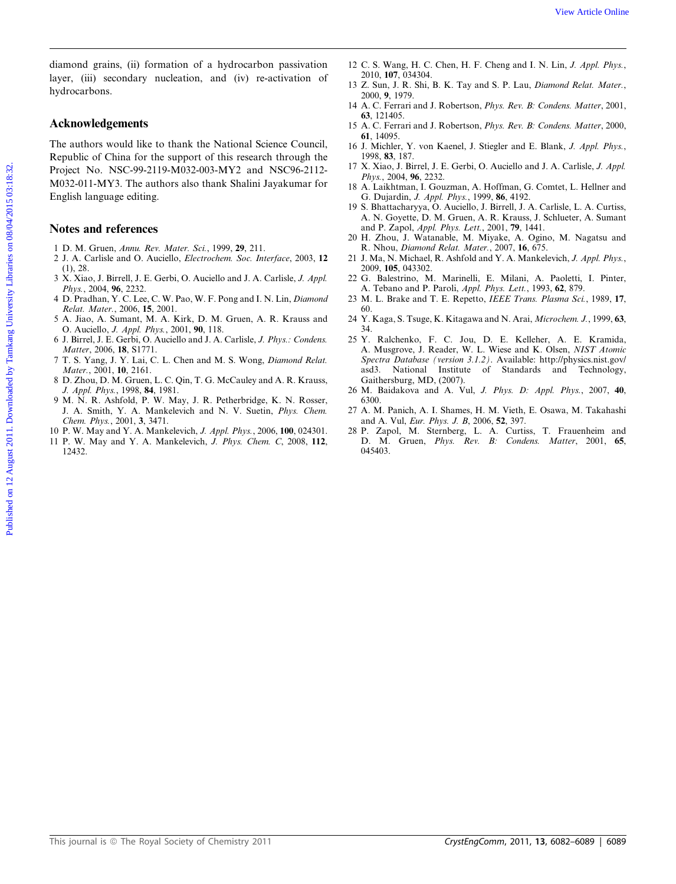diamond grains, (ii) formation of a hydrocarbon passivation layer, (iii) secondary nucleation, and (iv) re-activation of hydrocarbons.

## Acknowledgements

The authors would like to thank the National Science Council, Republic of China for the support of this research through the Project No. NSC-99-2119-M032-003-MY2 and NSC96-2112-M032-011-MY3. The authors also thank Shalini Jayakumar for English language editing.

## Notes and references

1 D. M. Gruen, *Annu. Rev. Mater. Sci.*, 1999, **29**, 211.
2 J. A. Carlisle and O. Auciello, *Electrochem. Soc. Interface*, 2003, **12** (1), 28.
3 X. Xiao, J. Birrell, J. E. Gerbi, O. Auciello and J. A. Carlisle, *J. Appl. Phys.*, 2004, **96**, 2232.
4 D. Pradhan, Y. C. Lee, C. W. Pao, W. F. Pong and I. N. Lin, *Diamond Relat. Mater.*, 2006, **15**, 2001.
5 A. Jiao, A. Sumant, M. A. Kirk, D. M. Gruen, A. R. Krauss and O. Auciello, *J. Appl. Phys.*, 2001, **90**, 118.
6 J. Birrel, J. E. Gerbi, O. Auciello and J. A. Carlisle, *J. Phys.: Condens. Matter*, 2006, **18**, S1771.
7 T. S. Yang, J. Y. Lai, C. L. Chen and M. S. Wong, *Diamond Relat. Mater.*, 2001, **10**, 2161.
8 D. Zhou, D. M. Gruen, L. C. Qin, T. G. McCauley and A. R. Krauss, *J. Appl. Phys.*, 1998, **84**, 1981.
9 M. N. R. Ashfold, P. W. May, J. R. Petherbridge, K. N. Rosser, J. A. Smith, Y. A. Mankelevich and N. V. Suetin, *Phys. Chem. Chem. Phys.*, 2001, **3**, 3471.
10 P. W. May and Y. A. Mankelevich, *J. Appl. Phys.*, 2006, **100**, 024301.
11 P. W. May and Y. A. Mankelevich, *J. Phys. Chem. C*, 2008, **112**, 12432.
12 C. S. Wang, H. C. Chen, H. F. Cheng and I. N. Lin, *J. Appl. Phys.*, 2010, **107**, 034304.
13 Z. Sun, J. R. Shi, B. K. Tay and S. P. Lau, *Diamond Relat. Mater.*, 2000, **9**, 1979.
14 A. C. Ferrari and J. Robertson, *Phys. Rev. B: Condens. Matter*, 2001, **63**, 121405.
15 A. C. Ferrari and J. Robertson, *Phys. Rev. B: Condens. Matter*, 2000, **61**, 14095.
16 J. Michler, Y. von Kaenel, J. Stiegler and E. Blank, *J. Appl. Phys.*, 1998, **83**, 187.
17 X. Xiao, J. Birrel, J. E. Gerbi, O. Auciello and J. A. Carlisle, *J. Appl. Phys.*, 2004, **96**, 2232.
18 A. Laikhtman, I. Gouzman, A. Hoffman, G. Comtet, L. Hellner and G. Dujardin, *J. Appl. Phys.*, 1999, **86**, 4192.
19 S. Bhattacharyya, O. Auciello, J. Birrell, J. A. Carlisle, L. A. Curtiss, A. N. Goyette, D. M. Gruen, A. R. Krauss, J. Schlueter, A. Sumant and P. Zapol, *Appl. Phys. Lett.*, 2001, **79**, 1441.
20 H. Zhou, J. Watanable, M. Miyake, A. Ogino, M. Nagatsu and R. Nhou, *Diamond Relat. Mater.*, 2007, **16**, 675.
21 J. Ma, N. Michael, R. Ashfold and Y. A. Mankelevich, *J. Appl. Phys.*, 2009, **105**, 043302.
22 G. Balestrino, M. Marinelli, E. Milani, A. Paoletti, I. Pinter, A. Tebano and P. Paroli, *Appl. Phys. Lett.*, 1993, **62**, 879.
23 M. L. Brake and T. E. Repetto, *IEEE Trans. Plasma Sci.*, 1989, **17**, 60.
24 Y. Kaga, S. Tsuge, K. Kitagawa and N. Arai, *Microchem. J.*, 1999, **63**, 34.
25 Y. Ralchenko, F. C. Jou, D. E. Kelleher, A. E. Kramida, A. Musgrove, J. Reader, W. L. Wiese and K. Olsen, *NIST Atomic Spectra Database (version 3.1.2)*. Available: http://physics.nist.gov/asd3. National Institute of Standards and Technology, Gaithersburg, MD, (2007).
26 M. Baidakova and A. Vul, *J. Phys. D: Appl. Phys.*, 2007, **40**, 6300.
27 A. M. Panich, A. I. Shames, H. M. Vieth, E. Osawa, M. Takahashi and A. Vul, *Eur. Phys. J. B*, 2006, **52**, 397.
28 P. Zapol, M. Sternberg, L. A. Curtiss, T. Frauenheim and D. M. Gruen, *Phys. Rev. B: Condens. Matter*, 2001, **65**, 045403.